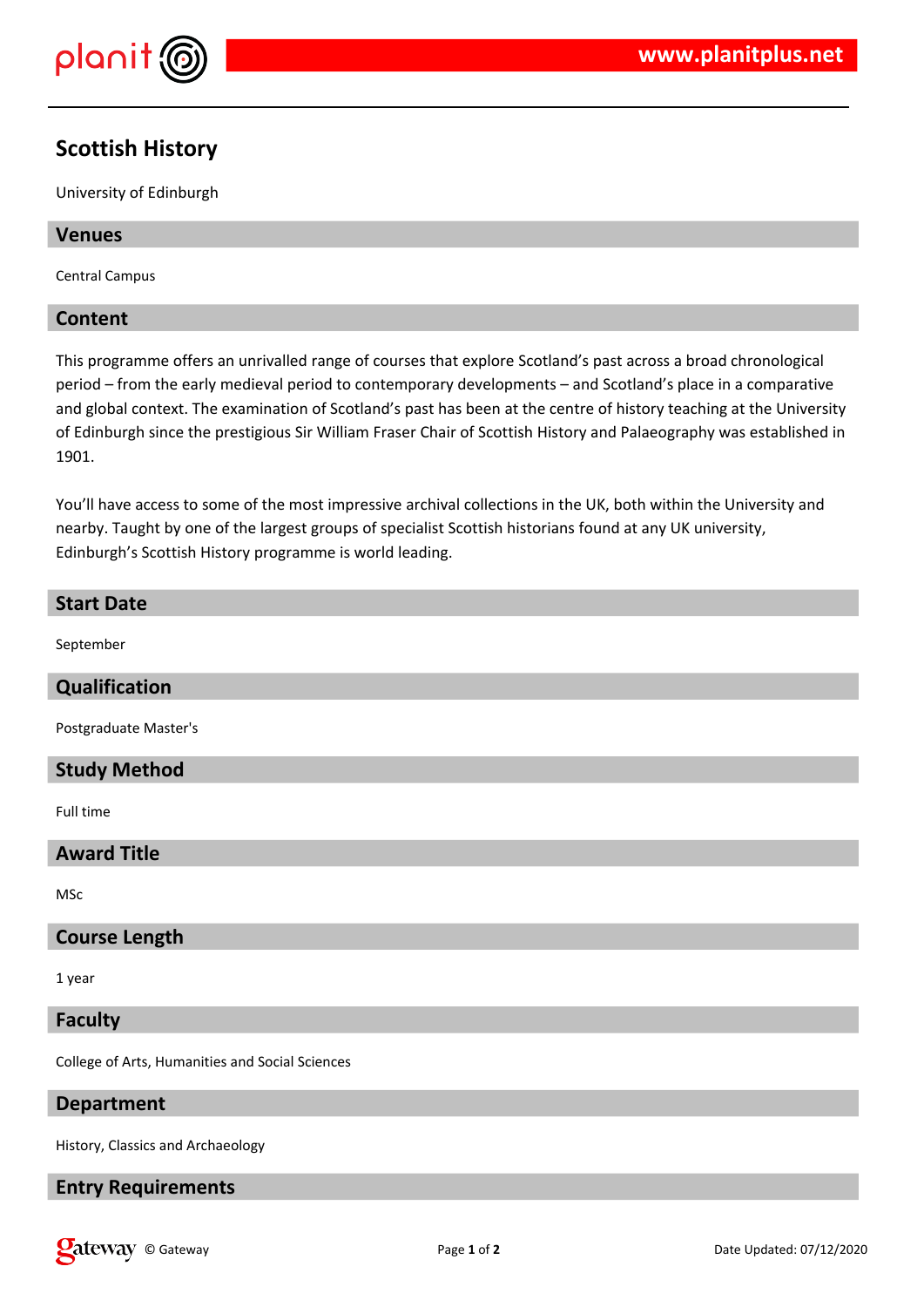# Scottish History

University of Edinburgh

## Venues

Central Campus

## Content

This programme offers an unrivalled range of courses that explore Scotland's past across a broad chronological period – from the early medieval period to contemporary developments – and Scotland's place in a comparative and global context. The examination of Scotland's past has been at the centre of history teaching at the University of Edinburgh since the prestigious Sir William Fraser Chair of Scottish History and Palaeography was established in 1901.

You'll have access to some of the most impressive archival collections in the UK, both within the University and nearby. Taught by one of the largest groups of specialist Scottish historians found at any UK university, Edinburgh's Scottish History programme is world leading.

## Start Date

September

## Qualification

Postgraduate Master's

## Study Method

Full time

## Award Title

MSc

## Course Length

1 year

## Faculty

College of Arts, Humanities and Social Sciences

## Department

History, Classics and Archaeology

## Entry Requirements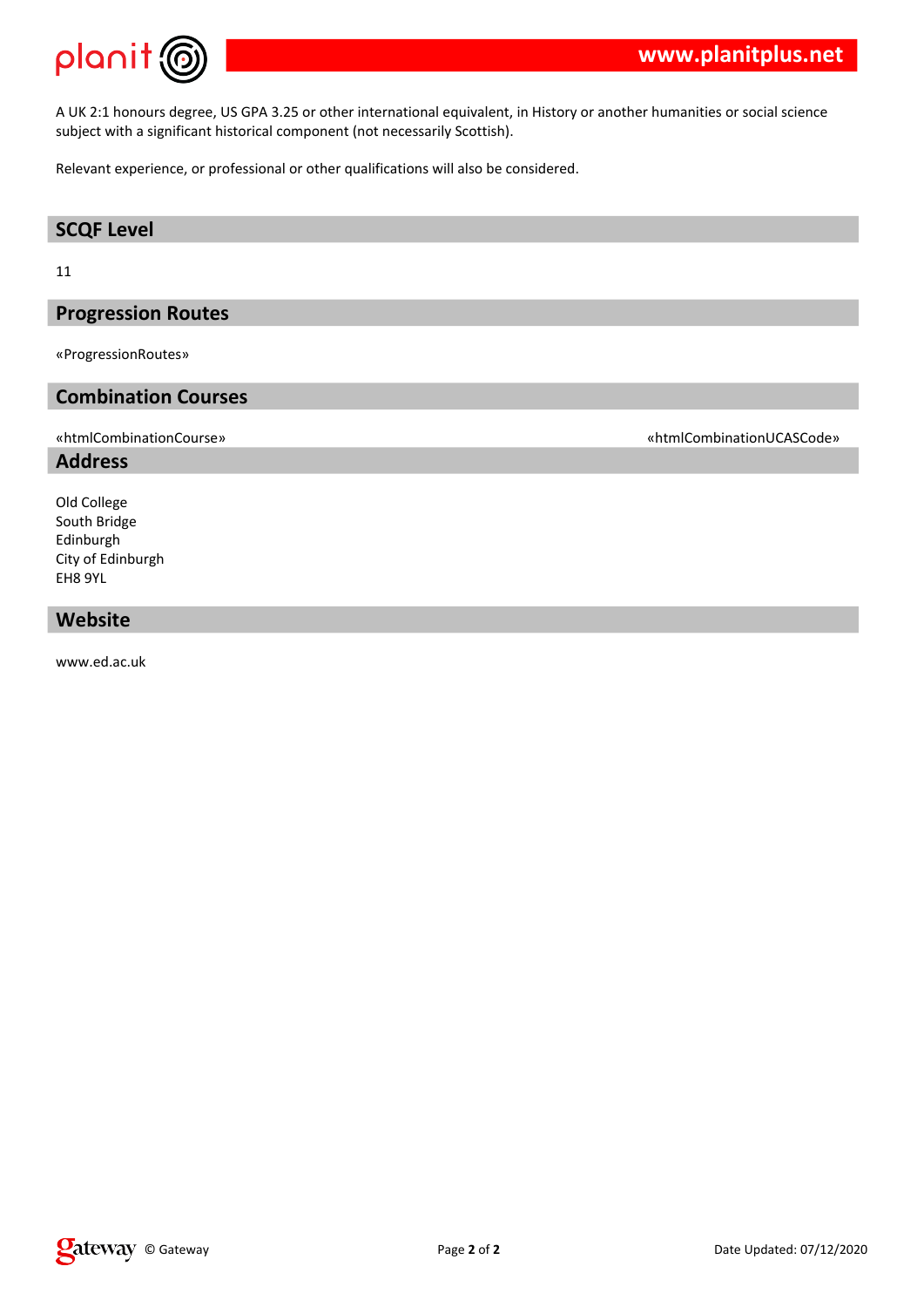A UK 2:1 honours degree, US GPA 3.25 or other international equivalent, in History or another humanities or social science subject with a significant historical component (not necessarily Scottish).

Relevant experience, or professional or other qualifications will also be considered.

## SCQF Level

11

## Progression Routes

«ProgressionRoutes»

## Combination Courses

«htmlCombinationCourse» «htmlCombinationUCASCode»

## Address

Old College
South Bridge
Edinburgh
City of Edinburgh
EH8 9YL

## Website

www.ed.ac.uk